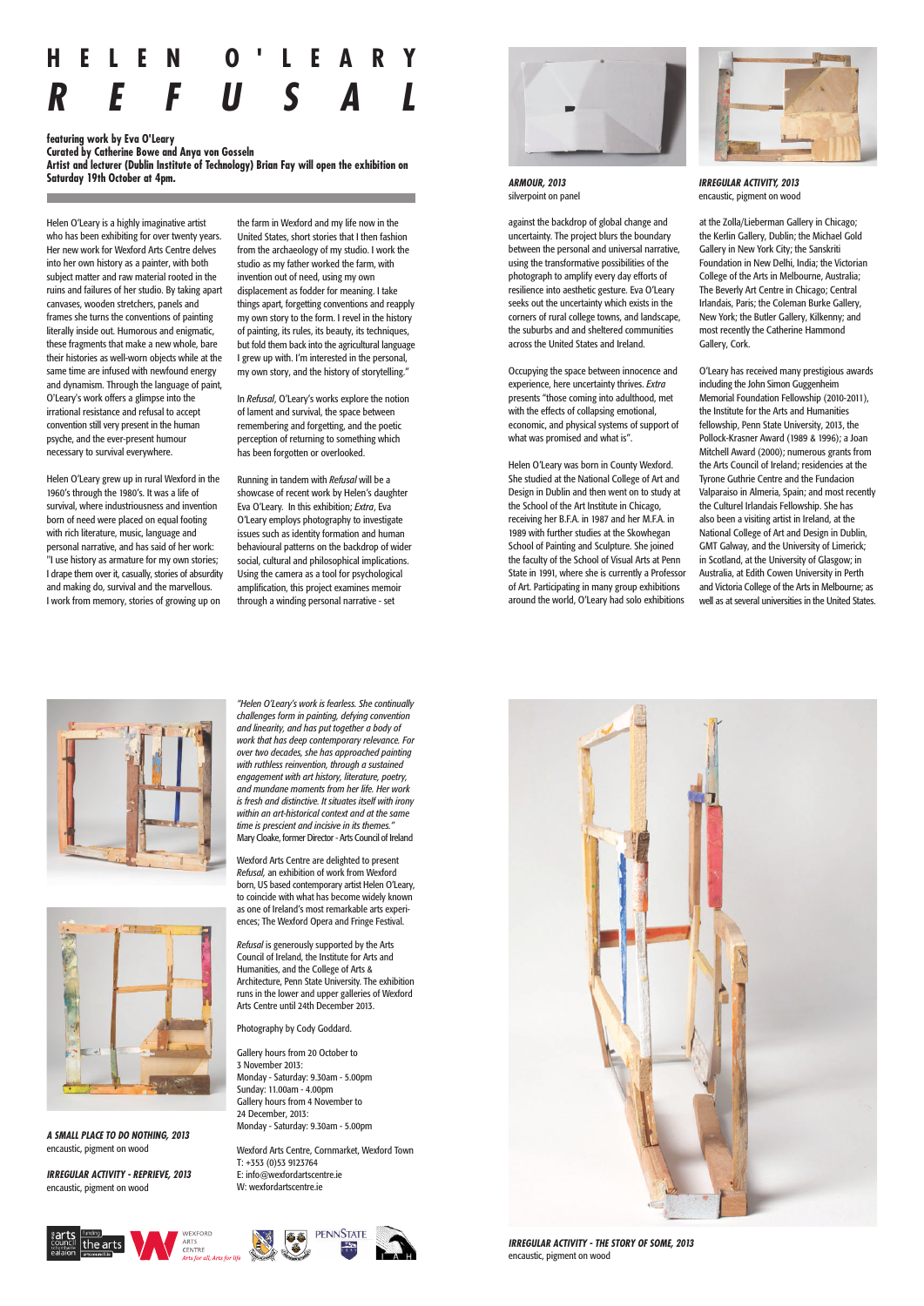# HELEN O'LEARY
# *REFUSAL*

**featuring work by Eva O'Leary**
**Curated by Catherine Bowe and Anya von Gosseln**
**Artist and lecturer (Dublin Institute of Technology) Brian Fay will open the exhibition on Saturday 19th October at 4pm.**

Helen O'Leary is a highly imaginative artist who has been exhibiting for over twenty years. Her new work for Wexford Arts Centre delves into her own history as a painter, with both subject matter and raw material rooted in the ruins and failures of her studio. By taking apart canvases, wooden stretchers, panels and frames she turns the conventions of painting literally inside out. Humorous and enigmatic, these fragments that make a new whole, bare their histories as well-worn objects while at the same time are infused with newfound energy and dynamism. Through the language of paint, O'Leary's work offers a glimpse into the irrational resistance and refusal to accept convention still very present in the human psyche, and the ever-present humour necessary to survival everywhere.

Helen O'Leary grew up in rural Wexford in the 1960's through the 1980's. It was a life of survival, where industriousness and invention born of need were placed on equal footing with rich literature, music, language and personal narrative, and has said of her work: "I use history as armature for my own stories; I drape them over it, casually, stories of absurdity and making do, survival and the marvellous. I work from memory, stories of growing up on the farm in Wexford and my life now in the United States, short stories that I then fashion from the archaeology of my studio. I work the studio as my father worked the farm, with invention out of need, using my own displacement as fodder for meaning. I take things apart, forgetting conventions and reapply my own story to the form. I revel in the history of painting, its rules, its beauty, its techniques, but fold them back into the agricultural language I grew up with. I'm interested in the personal, my own story, and the history of storytelling."

In *Refusal*, O'Leary's works explore the notion of lament and survival, the space between remembering and forgetting, and the poetic perception of returning to something which has been forgotten or overlooked.

Running in tandem with *Refusal* will be a showcase of recent work by Helen's daughter Eva O'Leary. In this exhibition; *Extra*, Eva O'Leary employs photography to investigate issues such as identity formation and human behavioural patterns on the backdrop of wider social, cultural and philosophical implications. Using the camera as a tool for psychological amplification, this project examines memoir through a winding personal narrative - set against the backdrop of global change and uncertainty. The project blurs the boundary between the personal and universal narrative, using the transformative possibilities of the photograph to amplify every day efforts of resilience into aesthetic gesture. Eva O'Leary seeks out the uncertainty which exists in the corners of rural college towns, and landscape, the suburbs and and sheltered communities across the United States and Ireland.

Occupying the space between innocence and experience, here uncertainty thrives. *Extra* presents "those coming into adulthood, met with the effects of collapsing emotional, economic, and physical systems of support of what was promised and what is".

Helen O'Leary was born in County Wexford. She studied at the National College of Art and Design in Dublin and then went on to study at the School of the Art Institute in Chicago, receiving her B.F.A. in 1987 and her M.F.A. in 1989 with further studies at the Skowhegan School of Painting and Sculpture. She joined the faculty of the School of Visual Arts at Penn State in 1991, where she is currently a Professor of Art. Participating in many group exhibitions around the world, O'Leary had solo exhibitions at the Zolla/Lieberman Gallery in Chicago; the Kerlin Gallery, Dublin; the Michael Gold Gallery in New York City; the Sanskriti Foundation in New Delhi, India; the Victorian College of the Arts in Melbourne, Australia; The Beverly Art Centre in Chicago; Central Irlandais, Paris; the Coleman Burke Gallery, New York; the Butler Gallery, Kilkenny; and most recently the Catherine Hammond Gallery, Cork.

O'Leary has received many prestigious awards including the John Simon Guggenheim Memorial Foundation Fellowship (2010-2011), the Institute for the Arts and Humanities fellowship, Penn State University, 2013, the Pollock-Krasner Award (1989 & 1996); a Joan Mitchell Award (2000); numerous grants from the Arts Council of Ireland; residencies at the Tyrone Guthrie Centre and the Fundacion Valparaiso in Almeria, Spain; and most recently the Culturel Irlandais Fellowship. She has also been a visiting artist in Ireland, at the National College of Art and Design in Dublin, GMT Galway, and the University of Limerick; in Scotland, at the University of Glasgow; in Australia, at Edith Cowen University in Perth and Victoria College of the Arts in Melbourne; as well as at several universities in the United States.

***ARMOUR, 2013***
silverpoint on panel

***IRREGULAR ACTIVITY, 2013***
encaustic, pigment on wood

*"Helen O'Leary's work is fearless. She continually challenges form in painting, defying convention and linearity, and has put together a body of work that has deep contemporary relevance. For over two decades, she has approached painting with ruthless reinvention, through a sustained engagement with art history, literature, poetry, and mundane moments from her life. Her work is fresh and distinctive. It situates itself with irony within an art-historical context and at the same time is prescient and incisive in its themes."*
Mary Cloake, former Director - Arts Council of Ireland

Wexford Arts Centre are delighted to present *Refusal*, an exhibition of work from Wexford born, US based contemporary artist Helen O'Leary, to coincide with what has become widely known as one of Ireland's most remarkable arts experiences; The Wexford Opera and Fringe Festival.

*Refusal* is generously supported by the Arts Council of Ireland, the Institute for Arts and Humanities, and the College of Arts & Architecture, Penn State University. The exhibition runs in the lower and upper galleries of Wexford Arts Centre until 24th December 2013.

Photography by Cody Goddard.

Gallery hours from 20 October to 3 November 2013:
Monday - Saturday: 9.30am - 5.00pm
Sunday: 11.00am - 4.00pm
Gallery hours from 4 November to 24 December, 2013:
Monday - Saturday: 9.30am - 5.00pm

Wexford Arts Centre, Cornmarket, Wexford Town
T: +353 (0)53 9123764
E: info@wexfordartscentre.ie
W: wexfordartscentre.ie

***A SMALL PLACE TO DO NOTHING, 2013***
encaustic, pigment on wood

***IRREGULAR ACTIVITY - REPRIEVE, 2013***
encaustic, pigment on wood

***IRREGULAR ACTIVITY - THE STORY OF SOME, 2013***
encaustic, pigment on wood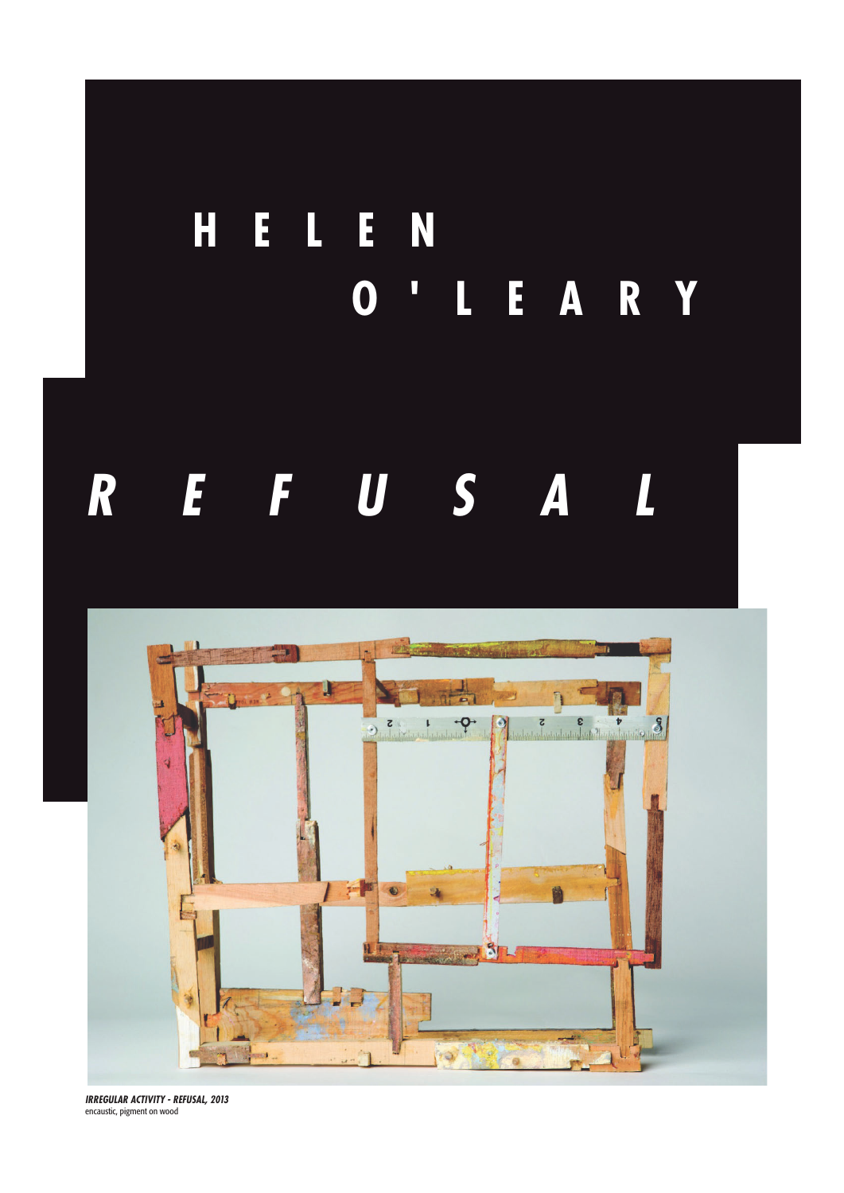# HELEN O'LEARY

## *REFUSAL*

***IRREGULAR ACTIVITY - REFUSAL, 2013***
encaustic, pigment on wood